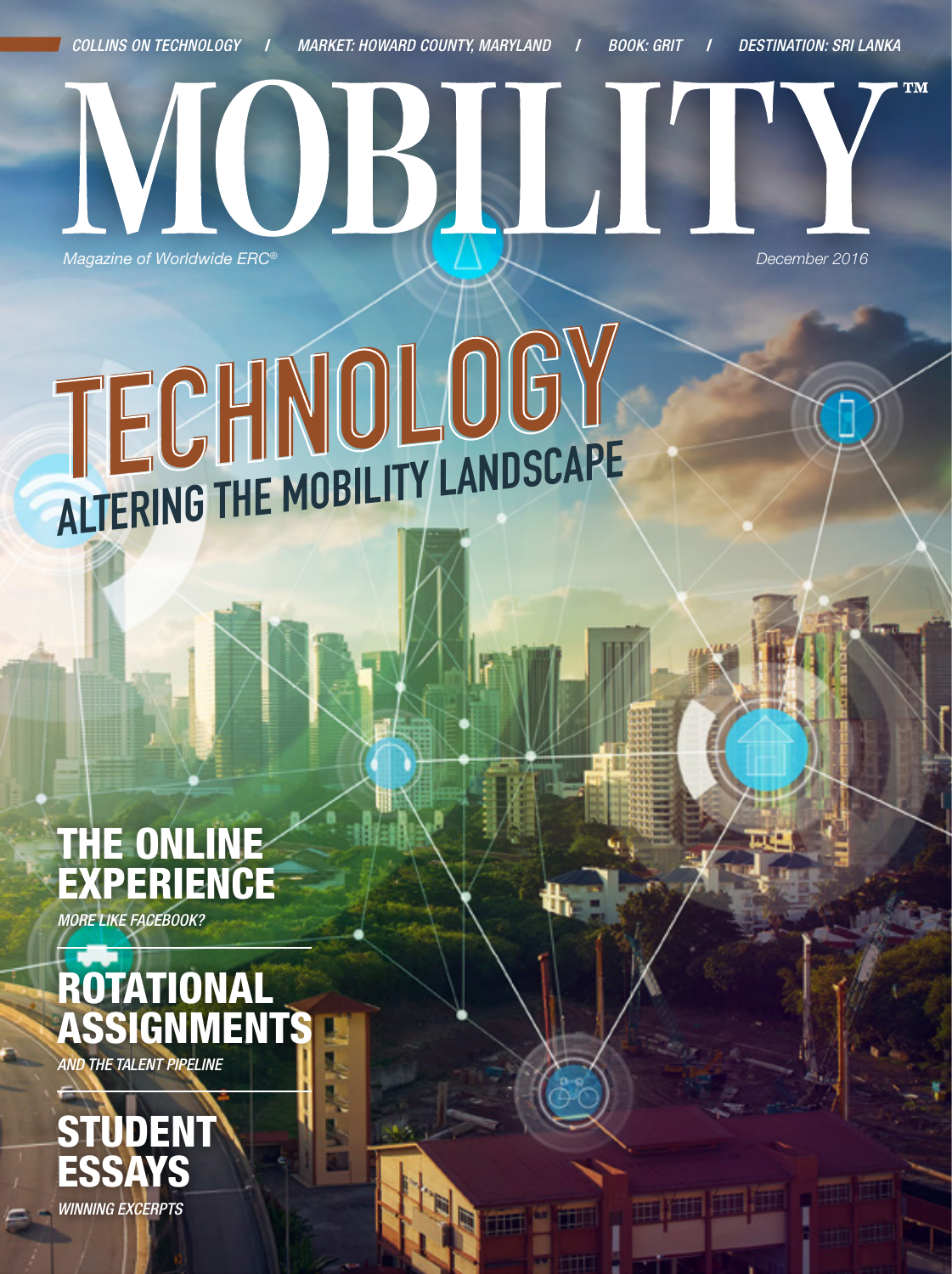COLLINS ON TECHNOLOGY / MARKET: HOWARD COUNTY, MARYLAND / BOOK: GRIT / DESTINATION: SRI LANKA

# MOBILITY™

*Magazine of Worldwide ERC®*

*December 2016*

# TECHNOLOGY

## ALTERING THE MOBILITY LANDSCAPE

## THE ONLINE EXPERIENCE

*MORE LIKE FACEBOOK?*

## ROTATIONAL ASSIGNMENTS

*AND THE TALENT PIPELINE*

## STUDENT ESSAYS

*WINNING EXCERPTS*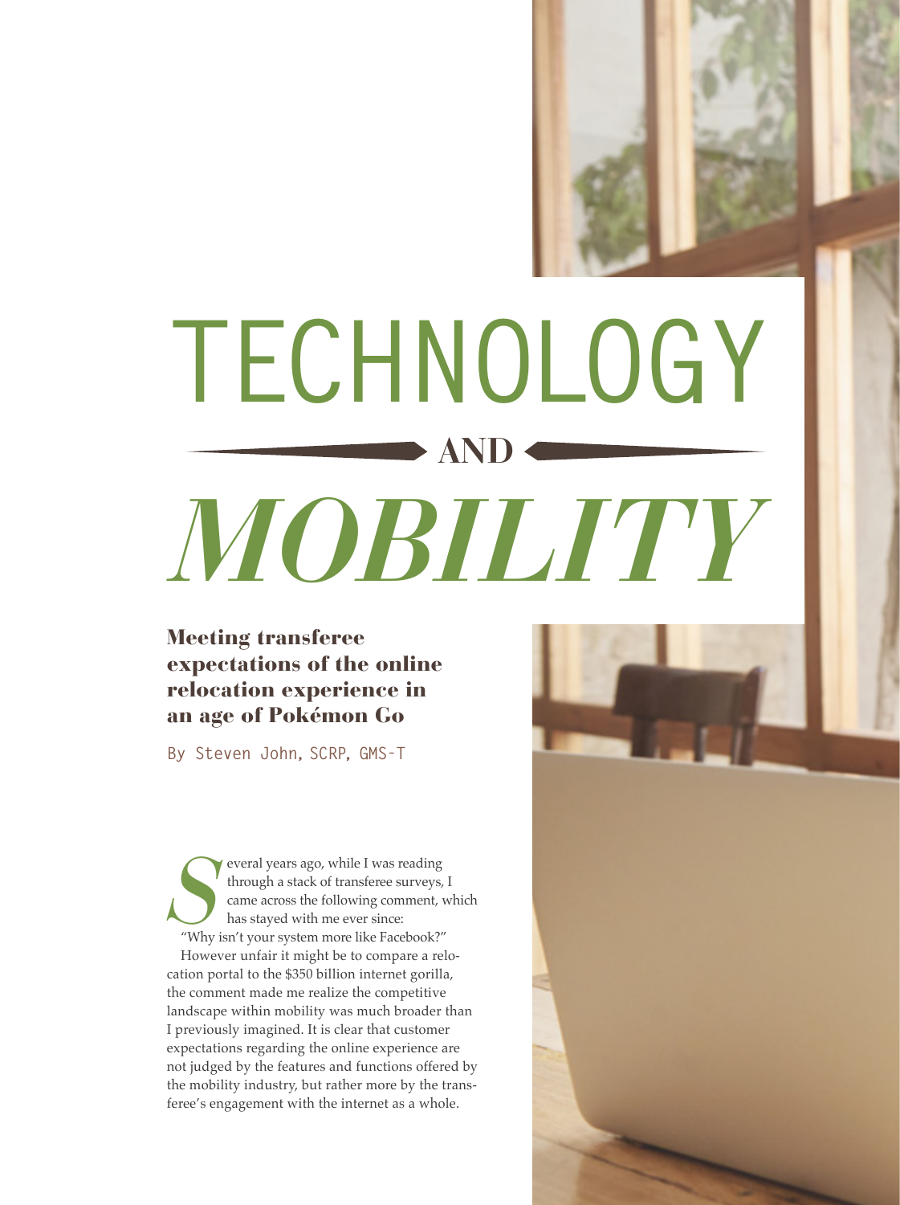# TECHNOLOGY AND *MOBILITY*

## Meeting transferee expectations of the online relocation experience in an age of Pokémon Go

By Steven John, SCRP, GMS-T

Several years ago, while I was reading through a stack of transferee surveys, I came across the following comment, which has stayed with me ever since: "Why isn't your system more like Facebook?"

However unfair it might be to compare a relocation portal to the $350 billion internet gorilla, the comment made me realize the competitive landscape within mobility was much broader than I previously imagined. It is clear that customer expectations regarding the online experience are not judged by the features and functions offered by the mobility industry, but rather more by the transferee's engagement with the internet as a whole.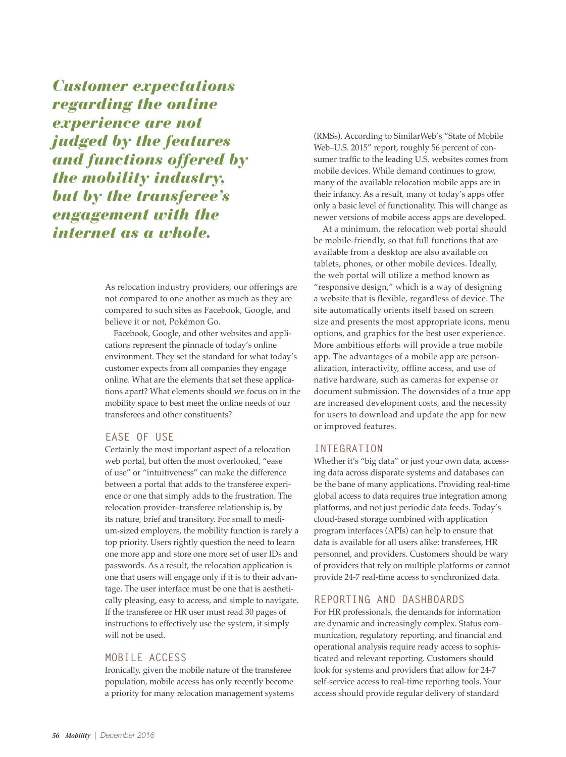*Customer expectations regarding the online experience are not judged by the features and functions offered by the mobility industry, but by the transferee's engagement with the internet as a whole.*

As relocation industry providers, our offerings are not compared to one another as much as they are compared to such sites as Facebook, Google, and believe it or not, Pokémon Go.

Facebook, Google, and other websites and applications represent the pinnacle of today's online environment. They set the standard for what today's customer expects from all companies they engage online. What are the elements that set these applications apart? What elements should we focus on in the mobility space to best meet the online needs of our transferees and other constituents?

## EASE OF USE

Certainly the most important aspect of a relocation web portal, but often the most overlooked, "ease of use" or "intuitiveness" can make the difference between a portal that adds to the transferee experience or one that simply adds to the frustration. The relocation provider–transferee relationship is, by its nature, brief and transitory. For small to medium-sized employers, the mobility function is rarely a top priority. Users rightly question the need to learn one more app and store one more set of user IDs and passwords. As a result, the relocation application is one that users will engage only if it is to their advantage. The user interface must be one that is aesthetically pleasing, easy to access, and simple to navigate. If the transferee or HR user must read 30 pages of instructions to effectively use the system, it simply will not be used.

## MOBILE ACCESS

Ironically, given the mobile nature of the transferee population, mobile access has only recently become a priority for many relocation management systems (RMSs). According to SimilarWeb's "State of Mobile Web–U.S. 2015" report, roughly 56 percent of consumer traffic to the leading U.S. websites comes from mobile devices. While demand continues to grow, many of the available relocation mobile apps are in their infancy. As a result, many of today's apps offer only a basic level of functionality. This will change as newer versions of mobile access apps are developed.

At a minimum, the relocation web portal should be mobile-friendly, so that full functions that are available from a desktop are also available on tablets, phones, or other mobile devices. Ideally, the web portal will utilize a method known as "responsive design," which is a way of designing a website that is flexible, regardless of device. The site automatically orients itself based on screen size and presents the most appropriate icons, menu options, and graphics for the best user experience. More ambitious efforts will provide a true mobile app. The advantages of a mobile app are personalization, interactivity, offline access, and use of native hardware, such as cameras for expense or document submission. The downsides of a true app are increased development costs, and the necessity for users to download and update the app for new or improved features.

## INTEGRATION

Whether it's "big data" or just your own data, accessing data across disparate systems and databases can be the bane of many applications. Providing real-time global access to data requires true integration among platforms, and not just periodic data feeds. Today's cloud-based storage combined with application program interfaces (APIs) can help to ensure that data is available for all users alike: transferees, HR personnel, and providers. Customers should be wary of providers that rely on multiple platforms or cannot provide 24-7 real-time access to synchronized data.

## REPORTING AND DASHBOARDS

For HR professionals, the demands for information are dynamic and increasingly complex. Status communication, regulatory reporting, and financial and operational analysis require ready access to sophisticated and relevant reporting. Customers should look for systems and providers that allow for 24-7 self-service access to real-time reporting tools. Your access should provide regular delivery of standard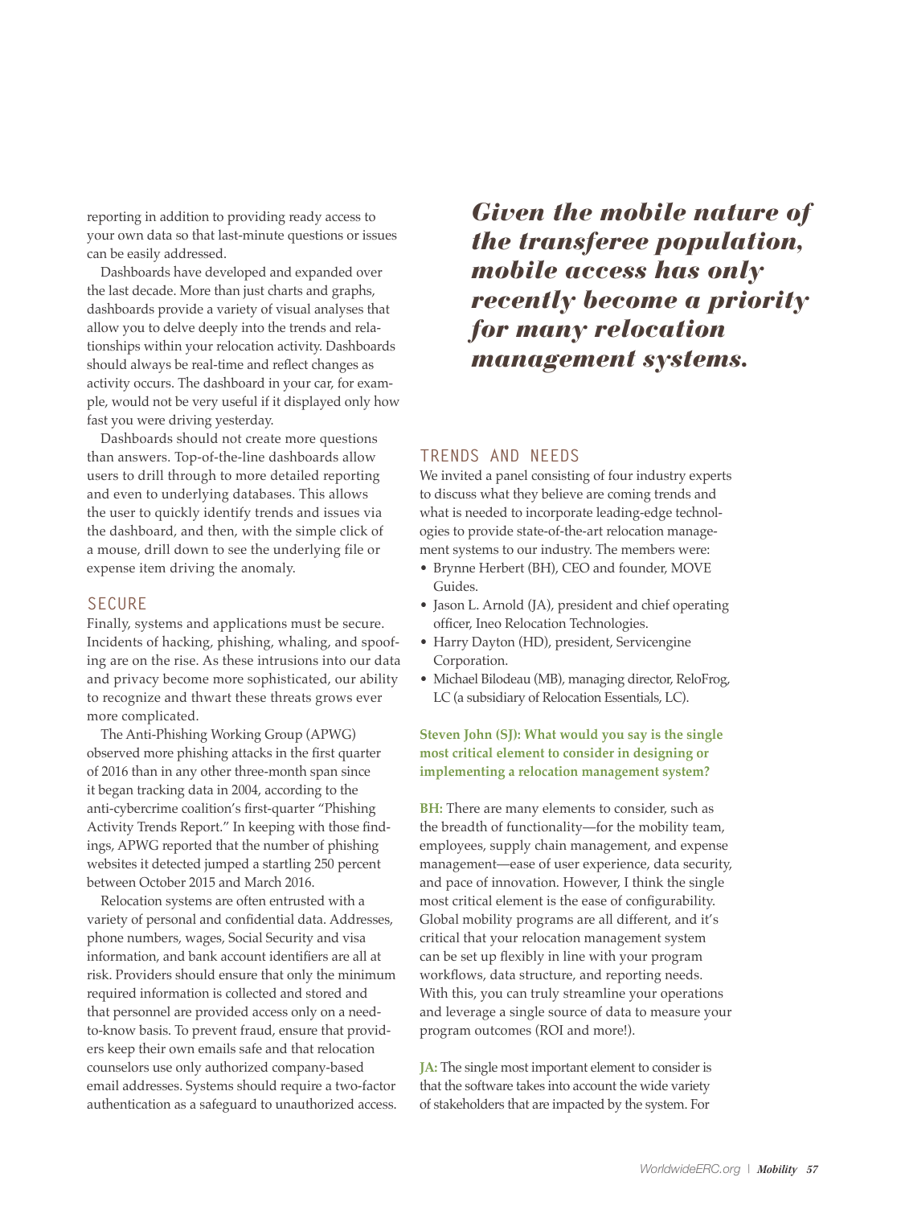reporting in addition to providing ready access to your own data so that last-minute questions or issues can be easily addressed.

Dashboards have developed and expanded over the last decade. More than just charts and graphs, dashboards provide a variety of visual analyses that allow you to delve deeply into the trends and relationships within your relocation activity. Dashboards should always be real-time and reflect changes as activity occurs. The dashboard in your car, for example, would not be very useful if it displayed only how fast you were driving yesterday.

Dashboards should not create more questions than answers. Top-of-the-line dashboards allow users to drill through to more detailed reporting and even to underlying databases. This allows the user to quickly identify trends and issues via the dashboard, and then, with the simple click of a mouse, drill down to see the underlying file or expense item driving the anomaly.

## SECURE

Finally, systems and applications must be secure. Incidents of hacking, phishing, whaling, and spoofing are on the rise. As these intrusions into our data and privacy become more sophisticated, our ability to recognize and thwart these threats grows ever more complicated.

The Anti-Phishing Working Group (APWG) observed more phishing attacks in the first quarter of 2016 than in any other three-month span since it began tracking data in 2004, according to the anti-cybercrime coalition's first-quarter "Phishing Activity Trends Report." In keeping with those findings, APWG reported that the number of phishing websites it detected jumped a startling 250 percent between October 2015 and March 2016.

Relocation systems are often entrusted with a variety of personal and confidential data. Addresses, phone numbers, wages, Social Security and visa information, and bank account identifiers are all at risk. Providers should ensure that only the minimum required information is collected and stored and that personnel are provided access only on a need-to-know basis. To prevent fraud, ensure that providers keep their own emails safe and that relocation counselors use only authorized company-based email addresses. Systems should require a two-factor authentication as a safeguard to unauthorized access.

***Given the mobile nature of the transferee population, mobile access has only recently become a priority for many relocation management systems.***

## TRENDS AND NEEDS

We invited a panel consisting of four industry experts to discuss what they believe are coming trends and what is needed to incorporate leading-edge technologies to provide state-of-the-art relocation management systems to our industry. The members were:

- Brynne Herbert (BH), CEO and founder, MOVE Guides.
- Jason L. Arnold (JA), president and chief operating officer, Ineo Relocation Technologies.
- Harry Dayton (HD), president, Servicengine Corporation.
- Michael Bilodeau (MB), managing director, ReloFrog, LC (a subsidiary of Relocation Essentials, LC).

**Steven John (SJ): What would you say is the single most critical element to consider in designing or implementing a relocation management system?**

**BH:** There are many elements to consider, such as the breadth of functionality—for the mobility team, employees, supply chain management, and expense management—ease of user experience, data security, and pace of innovation. However, I think the single most critical element is the ease of configurability. Global mobility programs are all different, and it's critical that your relocation management system can be set up flexibly in line with your program workflows, data structure, and reporting needs. With this, you can truly streamline your operations and leverage a single source of data to measure your program outcomes (ROI and more!).

**JA:** The single most important element to consider is that the software takes into account the wide variety of stakeholders that are impacted by the system. For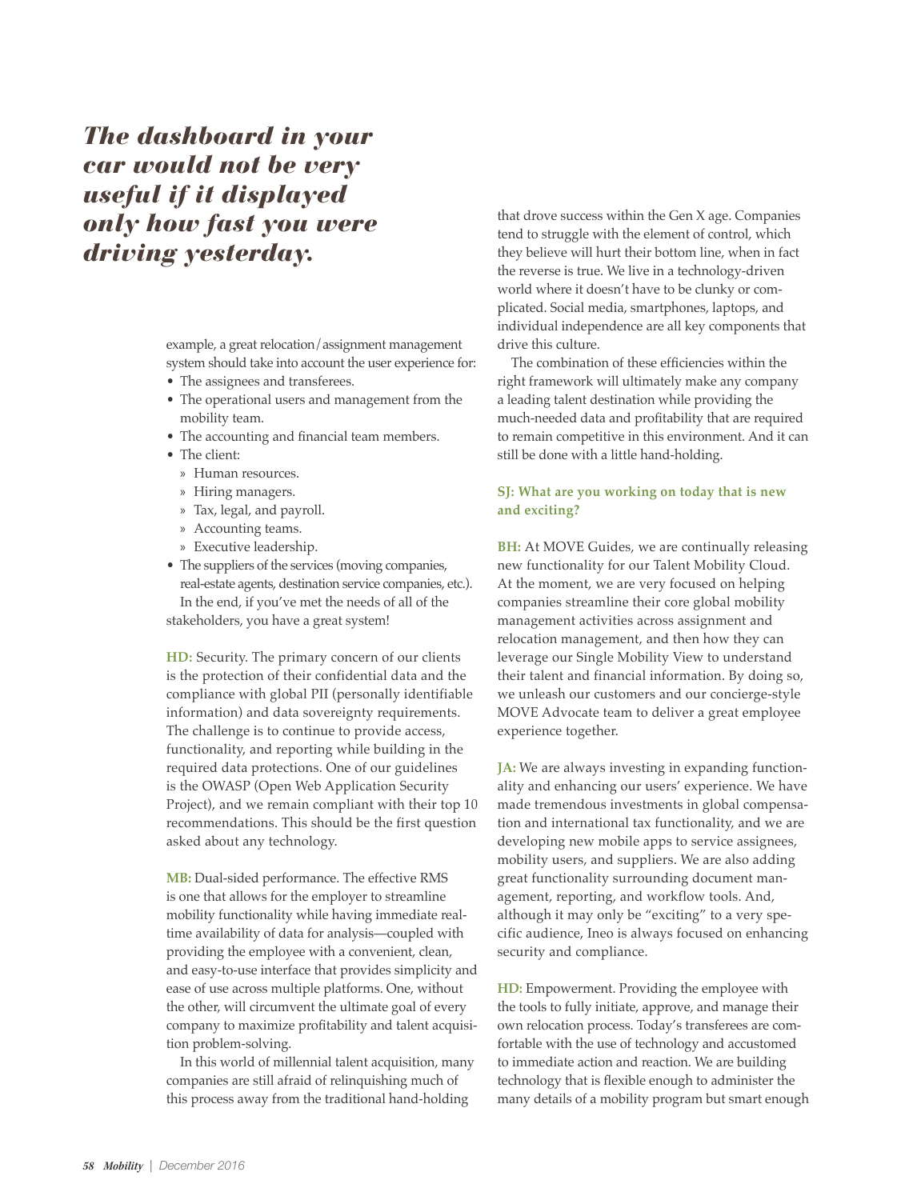*The dashboard in your car would not be very useful if it displayed only how fast you were driving yesterday.*

example, a great relocation/assignment management system should take into account the user experience for:

- The assignees and transferees.
- The operational users and management from the mobility team.
- The accounting and financial team members.
- The client:
  - Human resources.
  - Hiring managers.
  - Tax, legal, and payroll.
  - Accounting teams.
  - Executive leadership.
- The suppliers of the services (moving companies, real-estate agents, destination service companies, etc.).

In the end, if you've met the needs of all of the stakeholders, you have a great system!

**HD:** Security. The primary concern of our clients is the protection of their confidential data and the compliance with global PII (personally identifiable information) and data sovereignty requirements. The challenge is to continue to provide access, functionality, and reporting while building in the required data protections. One of our guidelines is the OWASP (Open Web Application Security Project), and we remain compliant with their top 10 recommendations. This should be the first question asked about any technology.

**MB:** Dual-sided performance. The effective RMS is one that allows for the employer to streamline mobility functionality while having immediate real-time availability of data for analysis—coupled with providing the employee with a convenient, clean, and easy-to-use interface that provides simplicity and ease of use across multiple platforms. One, without the other, will circumvent the ultimate goal of every company to maximize profitability and talent acquisition problem-solving.

In this world of millennial talent acquisition, many companies are still afraid of relinquishing much of this process away from the traditional hand-holding that drove success within the Gen X age. Companies tend to struggle with the element of control, which they believe will hurt their bottom line, when in fact the reverse is true. We live in a technology-driven world where it doesn't have to be clunky or complicated. Social media, smartphones, laptops, and individual independence are all key components that drive this culture.

The combination of these efficiencies within the right framework will ultimately make any company a leading talent destination while providing the much-needed data and profitability that are required to remain competitive in this environment. And it can still be done with a little hand-holding.

**SJ: What are you working on today that is new and exciting?**

**BH:** At MOVE Guides, we are continually releasing new functionality for our Talent Mobility Cloud. At the moment, we are very focused on helping companies streamline their core global mobility management activities across assignment and relocation management, and then how they can leverage our Single Mobility View to understand their talent and financial information. By doing so, we unleash our customers and our concierge-style MOVE Advocate team to deliver a great employee experience together.

**JA:** We are always investing in expanding functionality and enhancing our users' experience. We have made tremendous investments in global compensation and international tax functionality, and we are developing new mobile apps to service assignees, mobility users, and suppliers. We are also adding great functionality surrounding document management, reporting, and workflow tools. And, although it may only be "exciting" to a very specific audience, Ineo is always focused on enhancing security and compliance.

**HD:** Empowerment. Providing the employee with the tools to fully initiate, approve, and manage their own relocation process. Today's transferees are comfortable with the use of technology and accustomed to immediate action and reaction. We are building technology that is flexible enough to administer the many details of a mobility program but smart enough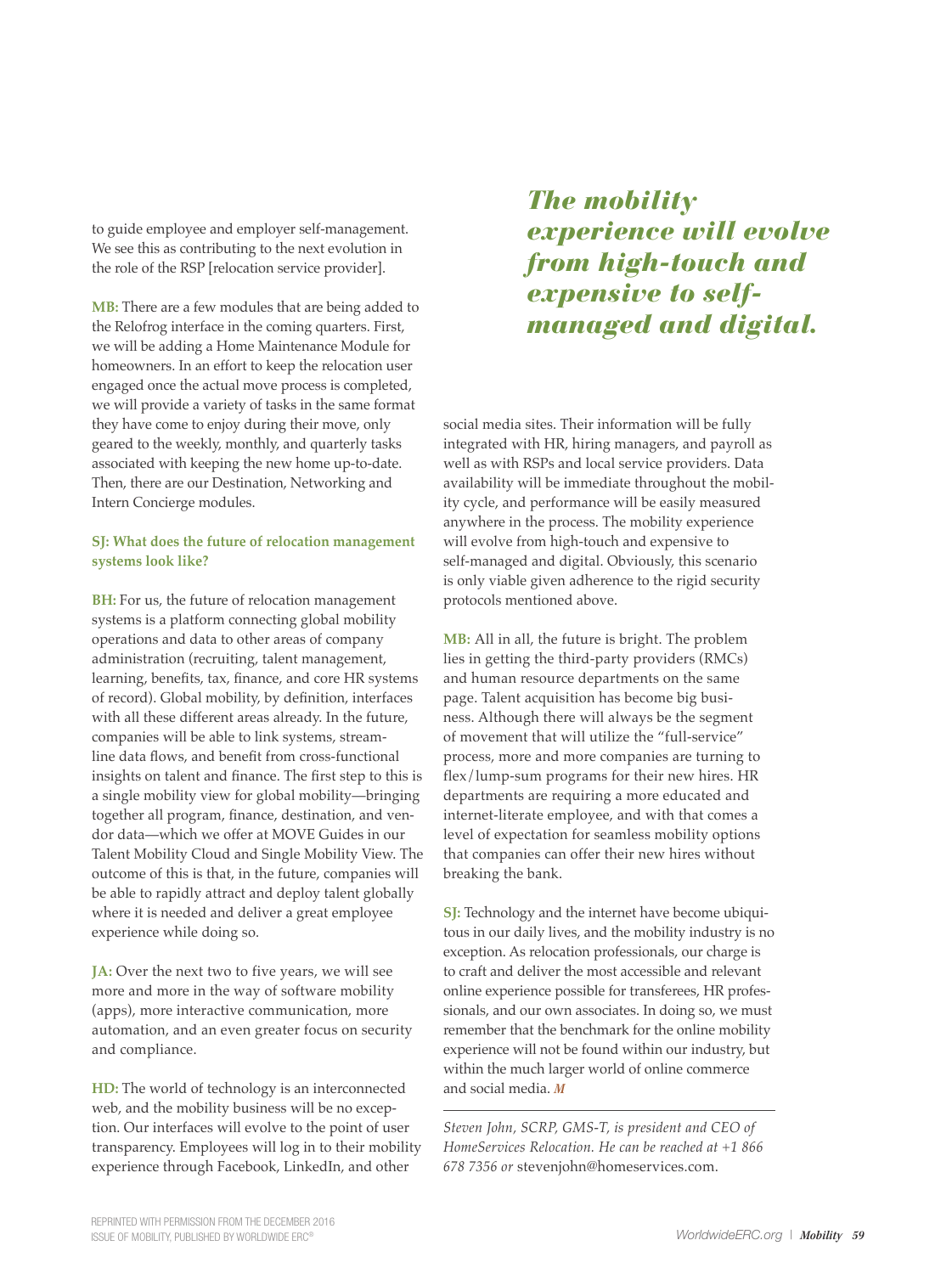to guide employee and employer self-management. We see this as contributing to the next evolution in the role of the RSP [relocation service provider].

**MB:** There are a few modules that are being added to the Relofrog interface in the coming quarters. First, we will be adding a Home Maintenance Module for homeowners. In an effort to keep the relocation user engaged once the actual move process is completed, we will provide a variety of tasks in the same format they have come to enjoy during their move, only geared to the weekly, monthly, and quarterly tasks associated with keeping the new home up-to-date. Then, there are our Destination, Networking and Intern Concierge modules.

**SJ: What does the future of relocation management systems look like?**

**BH:** For us, the future of relocation management systems is a platform connecting global mobility operations and data to other areas of company administration (recruiting, talent management, learning, benefits, tax, finance, and core HR systems of record). Global mobility, by definition, interfaces with all these different areas already. In the future, companies will be able to link systems, streamline data flows, and benefit from cross-functional insights on talent and finance. The first step to this is a single mobility view for global mobility—bringing together all program, finance, destination, and vendor data—which we offer at MOVE Guides in our Talent Mobility Cloud and Single Mobility View. The outcome of this is that, in the future, companies will be able to rapidly attract and deploy talent globally where it is needed and deliver a great employee experience while doing so.

**JA:** Over the next two to five years, we will see more and more in the way of software mobility (apps), more interactive communication, more automation, and an even greater focus on security and compliance.

**HD:** The world of technology is an interconnected web, and the mobility business will be no exception. Our interfaces will evolve to the point of user transparency. Employees will log in to their mobility experience through Facebook, LinkedIn, and other social media sites. Their information will be fully integrated with HR, hiring managers, and payroll as well as with RSPs and local service providers. Data availability will be immediate throughout the mobility cycle, and performance will be easily measured anywhere in the process. The mobility experience will evolve from high-touch and expensive to self-managed and digital. Obviously, this scenario is only viable given adherence to the rigid security protocols mentioned above.

> *The mobility experience will evolve from high-touch and expensive to self-managed and digital.*

**MB:** All in all, the future is bright. The problem lies in getting the third-party providers (RMCs) and human resource departments on the same page. Talent acquisition has become big business. Although there will always be the segment of movement that will utilize the "full-service" process, more and more companies are turning to flex/lump-sum programs for their new hires. HR departments are requiring a more educated and internet-literate employee, and with that comes a level of expectation for seamless mobility options that companies can offer their new hires without breaking the bank.

**SJ:** Technology and the internet have become ubiquitous in our daily lives, and the mobility industry is no exception. As relocation professionals, our charge is to craft and deliver the most accessible and relevant online experience possible for transferees, HR professionals, and our own associates. In doing so, we must remember that the benchmark for the online mobility experience will not be found within our industry, but within the much larger world of online commerce and social media. *M*

---

*Steven John, SCRP, GMS-T, is president and CEO of HomeServices Relocation. He can be reached at +1 866 678 7356 or* stevenjohn@homeservices.com.

REPRINTED WITH PERMISSION FROM THE DECEMBER 2016 ISSUE OF MOBILITY, PUBLISHED BY WORLDWIDE ERC®